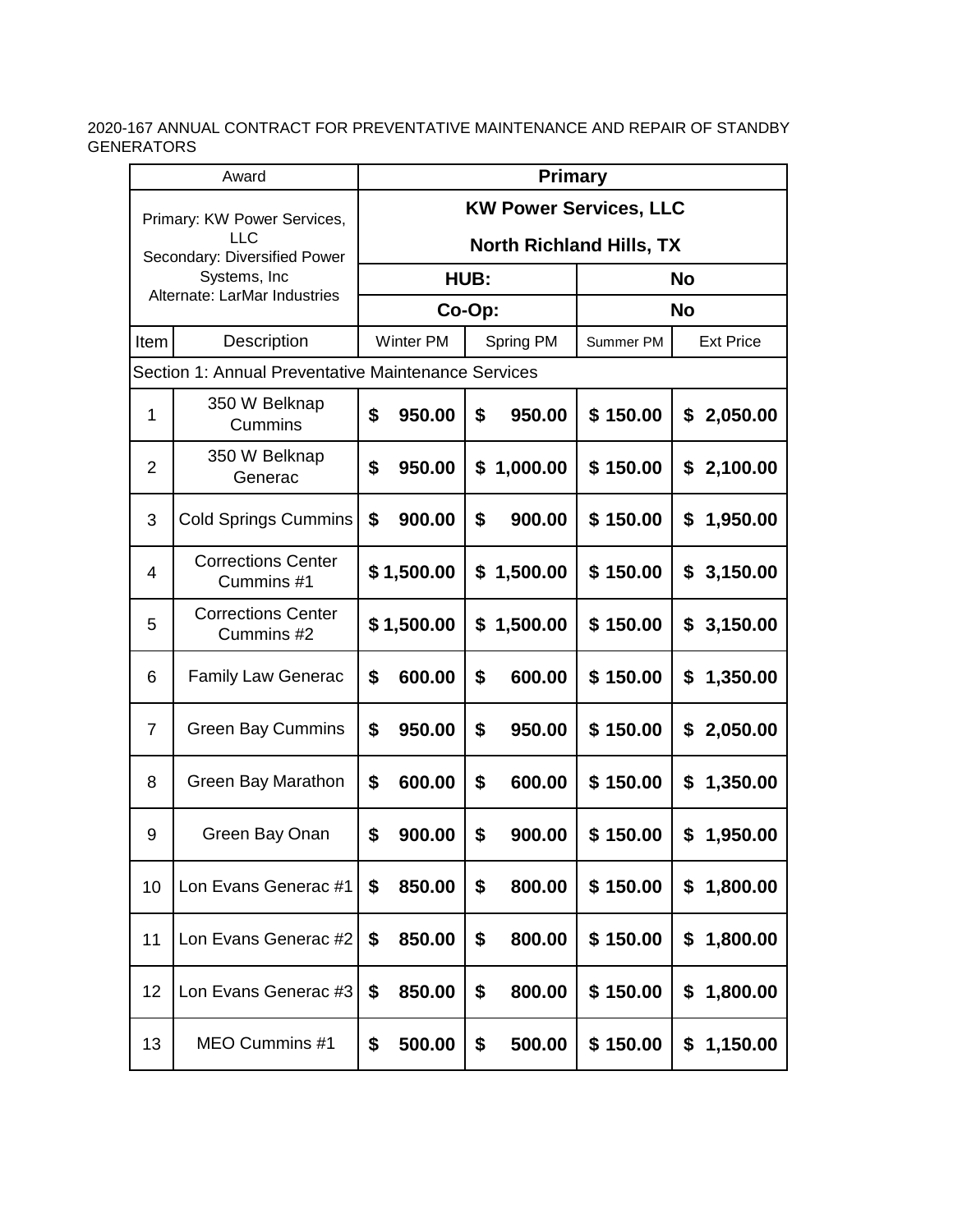2020-167 ANNUAL CONTRACT FOR PREVENTATIVE MAINTENANCE AND REPAIR OF STANDBY GENERATORS

| Award | | **Primary** | | | |
|---|---|---|---|---|---|
| Primary: KW Power Services, LLC<br>Secondary: Diversified Power Systems, Inc<br>Alternate: LarMar Industries | | **KW Power Services, LLC**<br>**North Richland Hills, TX** | | | |
| | | **HUB:** | | **No** | |
| | | **Co-Op:** | | **No** | |
| Item | Description | Winter PM | Spring PM | Summer PM | Ext Price |
| Section 1: Annual Preventative Maintenance Services | | | | | |
| 1 | 350 W Belknap Cummins | **$ 950.00** | **$ 950.00** | **$ 150.00** | **$ 2,050.00** |
| 2 | 350 W Belknap Generac | **$ 950.00** | **$ 1,000.00** | **$ 150.00** | **$ 2,100.00** |
| 3 | Cold Springs Cummins | **$ 900.00** | **$ 900.00** | **$ 150.00** | **$ 1,950.00** |
| 4 | Corrections Center Cummins #1 | **$ 1,500.00** | **$ 1,500.00** | **$ 150.00** | **$ 3,150.00** |
| 5 | Corrections Center Cummins #2 | **$ 1,500.00** | **$ 1,500.00** | **$ 150.00** | **$ 3,150.00** |
| 6 | Family Law Generac | **$ 600.00** | **$ 600.00** | **$ 150.00** | **$ 1,350.00** |
| 7 | Green Bay Cummins | **$ 950.00** | **$ 950.00** | **$ 150.00** | **$ 2,050.00** |
| 8 | Green Bay Marathon | **$ 600.00** | **$ 600.00** | **$ 150.00** | **$ 1,350.00** |
| 9 | Green Bay Onan | **$ 900.00** | **$ 900.00** | **$ 150.00** | **$ 1,950.00** |
| 10 | Lon Evans Generac #1 | **$ 850.00** | **$ 800.00** | **$ 150.00** | **$ 1,800.00** |
| 11 | Lon Evans Generac #2 | **$ 850.00** | **$ 800.00** | **$ 150.00** | **$ 1,800.00** |
| 12 | Lon Evans Generac #3 | **$ 850.00** | **$ 800.00** | **$ 150.00** | **$ 1,800.00** |
| 13 | MEO Cummins #1 | **$ 500.00** | **$ 500.00** | **$ 150.00** | **$ 1,150.00** |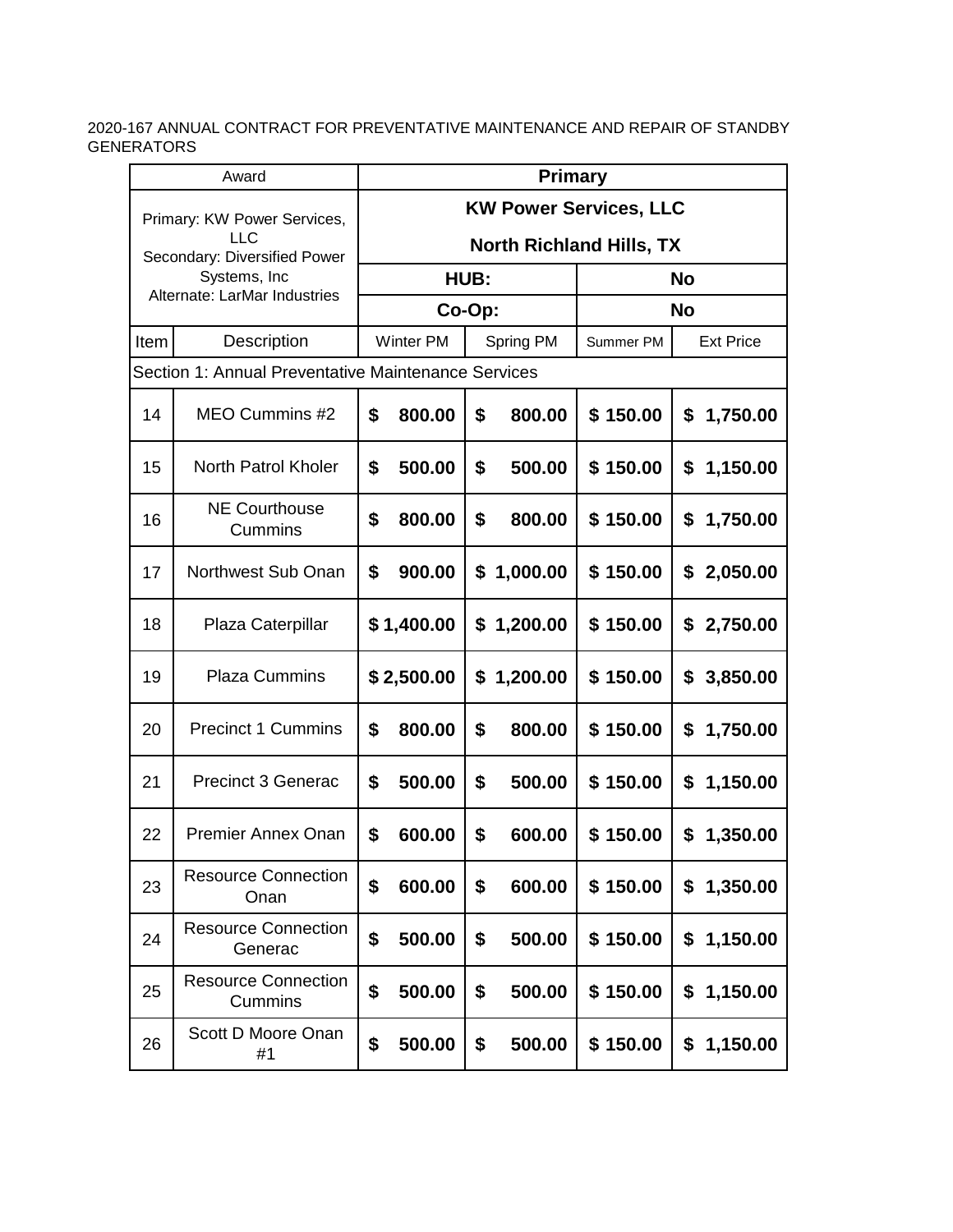2020-167 ANNUAL CONTRACT FOR PREVENTATIVE MAINTENANCE AND REPAIR OF STANDBY GENERATORS

| Award | | Primary | | | |
|---|---|---|---|---|---|
| Primary: KW Power Services, LLC<br>Secondary: Diversified Power Systems, Inc<br>Alternate: LarMar Industries | | **KW Power Services, LLC**<br>**North Richland Hills, TX** | | | |
| | | **HUB:** | | **No** | |
| | | **Co-Op:** | | **No** | |
| Item | Description | Winter PM | Spring PM | Summer PM | Ext Price |
| Section 1: Annual Preventative Maintenance Services | | | | | |
| 14 | MEO Cummins #2 | **$ 800.00** | **$ 800.00** | **$ 150.00** | **$ 1,750.00** |
| 15 | North Patrol Kholer | **$ 500.00** | **$ 500.00** | **$ 150.00** | **$ 1,150.00** |
| 16 | NE Courthouse Cummins | **$ 800.00** | **$ 800.00** | **$ 150.00** | **$ 1,750.00** |
| 17 | Northwest Sub Onan | **$ 900.00** | **$ 1,000.00** | **$ 150.00** | **$ 2,050.00** |
| 18 | Plaza Caterpillar | **$ 1,400.00** | **$ 1,200.00** | **$ 150.00** | **$ 2,750.00** |
| 19 | Plaza Cummins | **$ 2,500.00** | **$ 1,200.00** | **$ 150.00** | **$ 3,850.00** |
| 20 | Precinct 1 Cummins | **$ 800.00** | **$ 800.00** | **$ 150.00** | **$ 1,750.00** |
| 21 | Precinct 3 Generac | **$ 500.00** | **$ 500.00** | **$ 150.00** | **$ 1,150.00** |
| 22 | Premier Annex Onan | **$ 600.00** | **$ 600.00** | **$ 150.00** | **$ 1,350.00** |
| 23 | Resource Connection Onan | **$ 600.00** | **$ 600.00** | **$ 150.00** | **$ 1,350.00** |
| 24 | Resource Connection Generac | **$ 500.00** | **$ 500.00** | **$ 150.00** | **$ 1,150.00** |
| 25 | Resource Connection Cummins | **$ 500.00** | **$ 500.00** | **$ 150.00** | **$ 1,150.00** |
| 26 | Scott D Moore Onan #1 | **$ 500.00** | **$ 500.00** | **$ 150.00** | **$ 1,150.00** |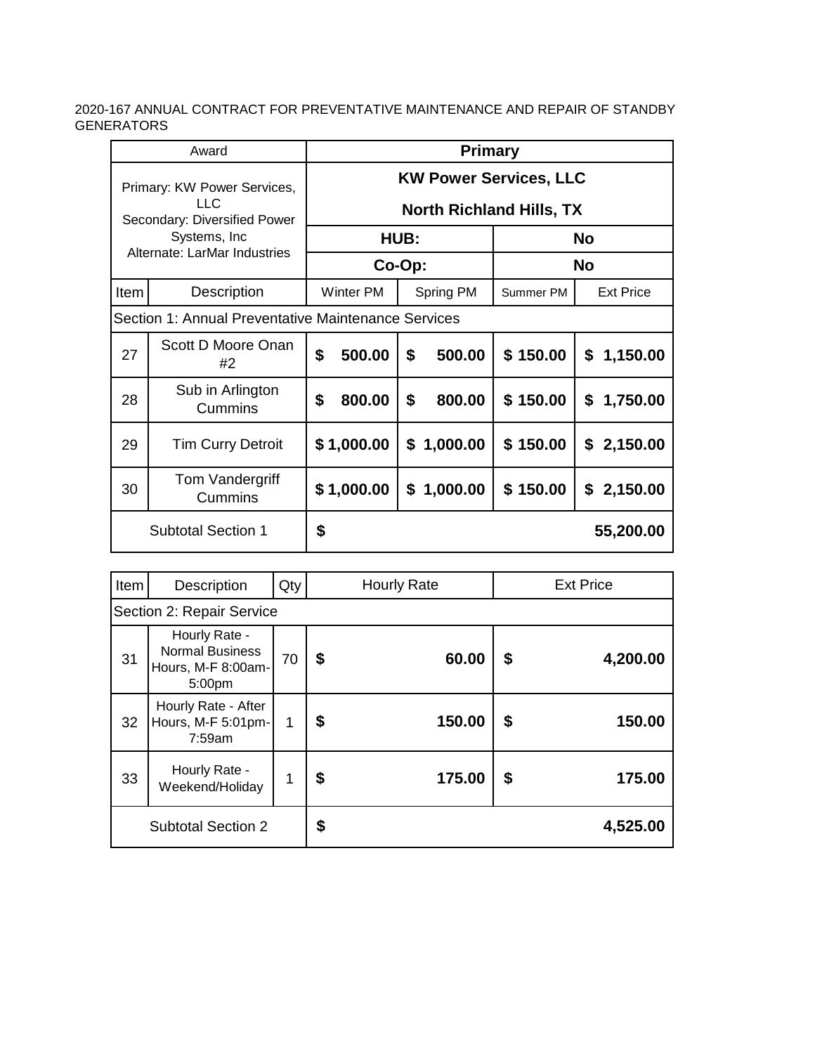2020-167 ANNUAL CONTRACT FOR PREVENTATIVE MAINTENANCE AND REPAIR OF STANDBY GENERATORS

| Award | | Primary | | | |
|---|---|---|---|---|---|
| Primary: KW Power Services, LLC<br>Secondary: Diversified Power Systems, Inc<br>Alternate: LarMar Industries | | **KW Power Services, LLC**<br>**North Richland Hills, TX** | | | |
| | | **HUB:** | | **No** | |
| | | **Co-Op:** | | **No** | |
| Item | Description | Winter PM | Spring PM | Summer PM | Ext Price |
| Section 1: Annual Preventative Maintenance Services | | | | | |
| 27 | Scott D Moore Onan #2 | **$ 500.00** | **$ 500.00** | **$ 150.00** | **$ 1,150.00** |
| 28 | Sub in Arlington Cummins | **$ 800.00** | **$ 800.00** | **$ 150.00** | **$ 1,750.00** |
| 29 | Tim Curry Detroit | **$ 1,000.00** | **$ 1,000.00** | **$ 150.00** | **$ 2,150.00** |
| 30 | Tom Vandergriff Cummins | **$ 1,000.00** | **$ 1,000.00** | **$ 150.00** | **$ 2,150.00** |
| Subtotal Section 1 | | **$** | | | **55,200.00** |

| Item | Description | Qty | Hourly Rate | Ext Price |
|---|---|---|---|---|
| Section 2: Repair Service | | | | |
| 31 | Hourly Rate - Normal Business Hours, M-F 8:00am-5:00pm | 70 | **$ 60.00** | **$ 4,200.00** |
| 32 | Hourly Rate - After Hours, M-F 5:01pm-7:59am | 1 | **$ 150.00** | **$ 150.00** |
| 33 | Hourly Rate - Weekend/Holiday | 1 | **$ 175.00** | **$ 175.00** |
| Subtotal Section 2 | | | **$** | **4,525.00** |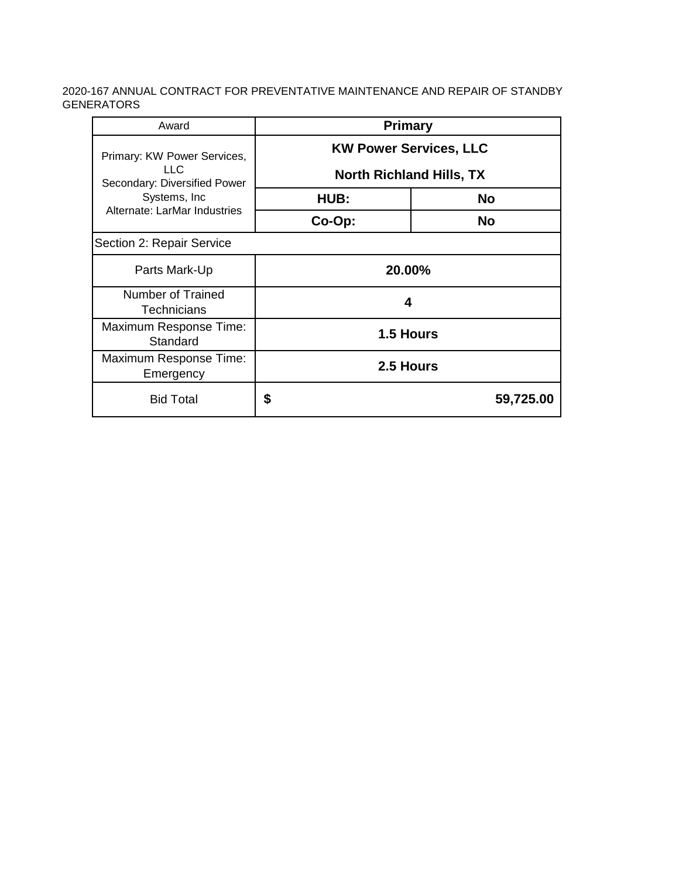2020-167 ANNUAL CONTRACT FOR PREVENTATIVE MAINTENANCE AND REPAIR OF STANDBY GENERATORS

| Award | **Primary** | |
|---|---|---|
| Primary: KW Power Services, LLC<br>Secondary: Diversified Power Systems, Inc<br>Alternate: LarMar Industries | **KW Power Services, LLC**<br>**North Richland Hills, TX** | |
| | **HUB:** | **No** |
| | **Co-Op:** | **No** |
| Section 2: Repair Service | | |
| Parts Mark-Up | **20.00%** | |
| Number of Trained Technicians | **4** | |
| Maximum Response Time: Standard | **1.5 Hours** | |
| Maximum Response Time: Emergency | **2.5 Hours** | |
| Bid Total | **$** | **59,725.00** |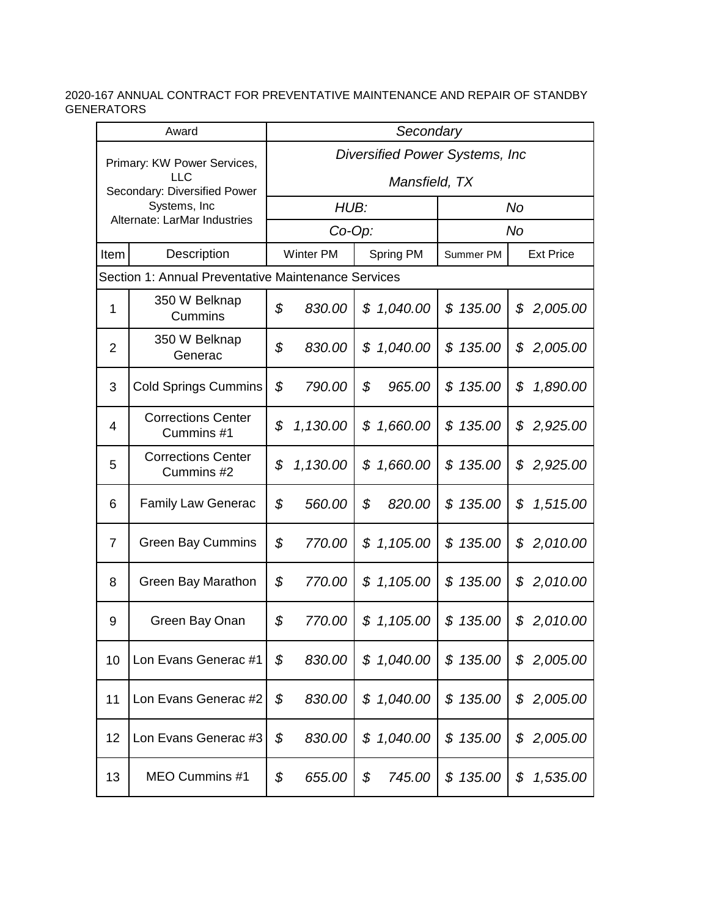2020-167 ANNUAL CONTRACT FOR PREVENTATIVE MAINTENANCE AND REPAIR OF STANDBY GENERATORS

| Award | | *Secondary* | | | |
|---|---|---|---|---|---|
| Primary: KW Power Services, LLC<br>Secondary: Diversified Power Systems, Inc<br>Alternate: LarMar Industries | | *Diversified Power Systems, Inc*<br>*Mansfield, TX* | | | |
| | | *HUB:* | | *No* | |
| | | *Co-Op:* | | *No* | |
| Item | Description | Winter PM | Spring PM | Summer PM | Ext Price |
| Section 1: Annual Preventative Maintenance Services | | | | | |
| 1 | 350 W Belknap Cummins | *$ 830.00* | *$ 1,040.00* | *$ 135.00* | *$ 2,005.00* |
| 2 | 350 W Belknap Generac | *$ 830.00* | *$ 1,040.00* | *$ 135.00* | *$ 2,005.00* |
| 3 | Cold Springs Cummins | *$ 790.00* | *$ 965.00* | *$ 135.00* | *$ 1,890.00* |
| 4 | Corrections Center Cummins #1 | *$ 1,130.00* | *$ 1,660.00* | *$ 135.00* | *$ 2,925.00* |
| 5 | Corrections Center Cummins #2 | *$ 1,130.00* | *$ 1,660.00* | *$ 135.00* | *$ 2,925.00* |
| 6 | Family Law Generac | *$ 560.00* | *$ 820.00* | *$ 135.00* | *$ 1,515.00* |
| 7 | Green Bay Cummins | *$ 770.00* | *$ 1,105.00* | *$ 135.00* | *$ 2,010.00* |
| 8 | Green Bay Marathon | *$ 770.00* | *$ 1,105.00* | *$ 135.00* | *$ 2,010.00* |
| 9 | Green Bay Onan | *$ 770.00* | *$ 1,105.00* | *$ 135.00* | *$ 2,010.00* |
| 10 | Lon Evans Generac #1 | *$ 830.00* | *$ 1,040.00* | *$ 135.00* | *$ 2,005.00* |
| 11 | Lon Evans Generac #2 | *$ 830.00* | *$ 1,040.00* | *$ 135.00* | *$ 2,005.00* |
| 12 | Lon Evans Generac #3 | *$ 830.00* | *$ 1,040.00* | *$ 135.00* | *$ 2,005.00* |
| 13 | MEO Cummins #1 | *$ 655.00* | *$ 745.00* | *$ 135.00* | *$ 1,535.00* |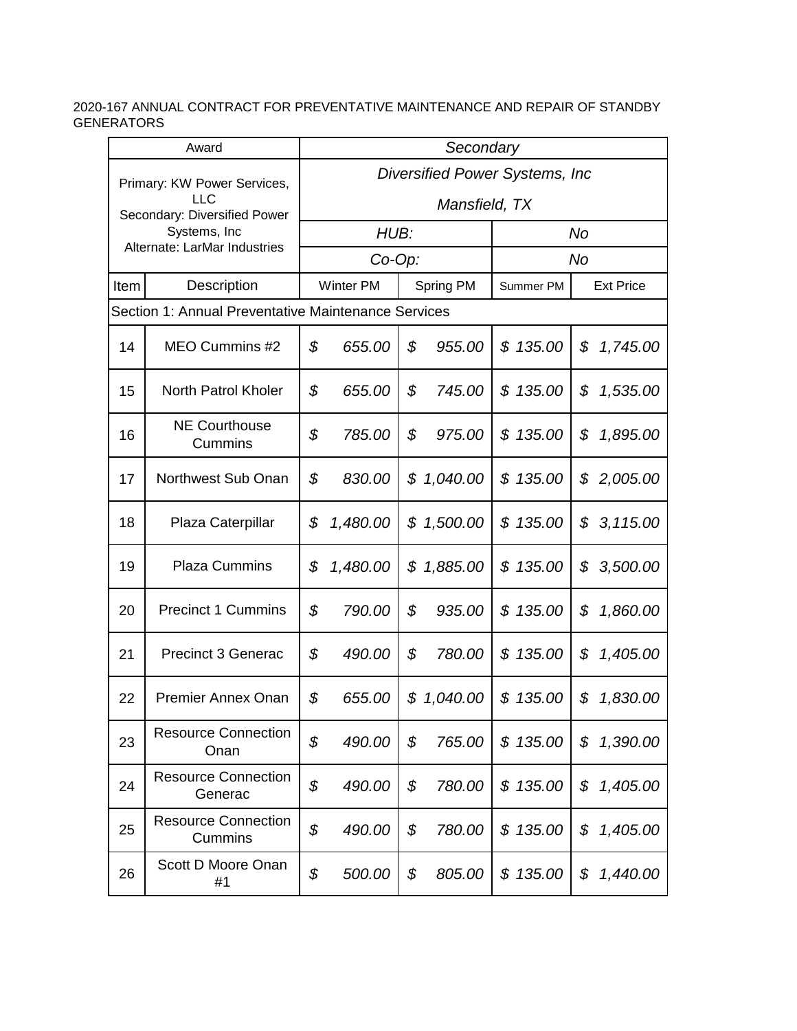2020-167 ANNUAL CONTRACT FOR PREVENTATIVE MAINTENANCE AND REPAIR OF STANDBY GENERATORS

| Award | | *Secondary* | | | |
|---|---|---|---|---|---|
| Primary: KW Power Services, LLC<br>Secondary: Diversified Power Systems, Inc<br>Alternate: LarMar Industries | | *Diversified Power Systems, Inc*<br>*Mansfield, TX* | | | |
| | | *HUB:* | | *No* | |
| | | *Co-Op:* | | *No* | |
| Item | Description | Winter PM | Spring PM | Summer PM | Ext Price |
| Section 1: Annual Preventative Maintenance Services | | | | | |
| 14 | MEO Cummins #2 | *$ 655.00* | *$ 955.00* | *$ 135.00* | *$ 1,745.00* |
| 15 | North Patrol Kholer | *$ 655.00* | *$ 745.00* | *$ 135.00* | *$ 1,535.00* |
| 16 | NE Courthouse Cummins | *$ 785.00* | *$ 975.00* | *$ 135.00* | *$ 1,895.00* |
| 17 | Northwest Sub Onan | *$ 830.00* | *$ 1,040.00* | *$ 135.00* | *$ 2,005.00* |
| 18 | Plaza Caterpillar | *$ 1,480.00* | *$ 1,500.00* | *$ 135.00* | *$ 3,115.00* |
| 19 | Plaza Cummins | *$ 1,480.00* | *$ 1,885.00* | *$ 135.00* | *$ 3,500.00* |
| 20 | Precinct 1 Cummins | *$ 790.00* | *$ 935.00* | *$ 135.00* | *$ 1,860.00* |
| 21 | Precinct 3 Generac | *$ 490.00* | *$ 780.00* | *$ 135.00* | *$ 1,405.00* |
| 22 | Premier Annex Onan | *$ 655.00* | *$ 1,040.00* | *$ 135.00* | *$ 1,830.00* |
| 23 | Resource Connection Onan | *$ 490.00* | *$ 765.00* | *$ 135.00* | *$ 1,390.00* |
| 24 | Resource Connection Generac | *$ 490.00* | *$ 780.00* | *$ 135.00* | *$ 1,405.00* |
| 25 | Resource Connection Cummins | *$ 490.00* | *$ 780.00* | *$ 135.00* | *$ 1,405.00* |
| 26 | Scott D Moore Onan #1 | *$ 500.00* | *$ 805.00* | *$ 135.00* | *$ 1,440.00* |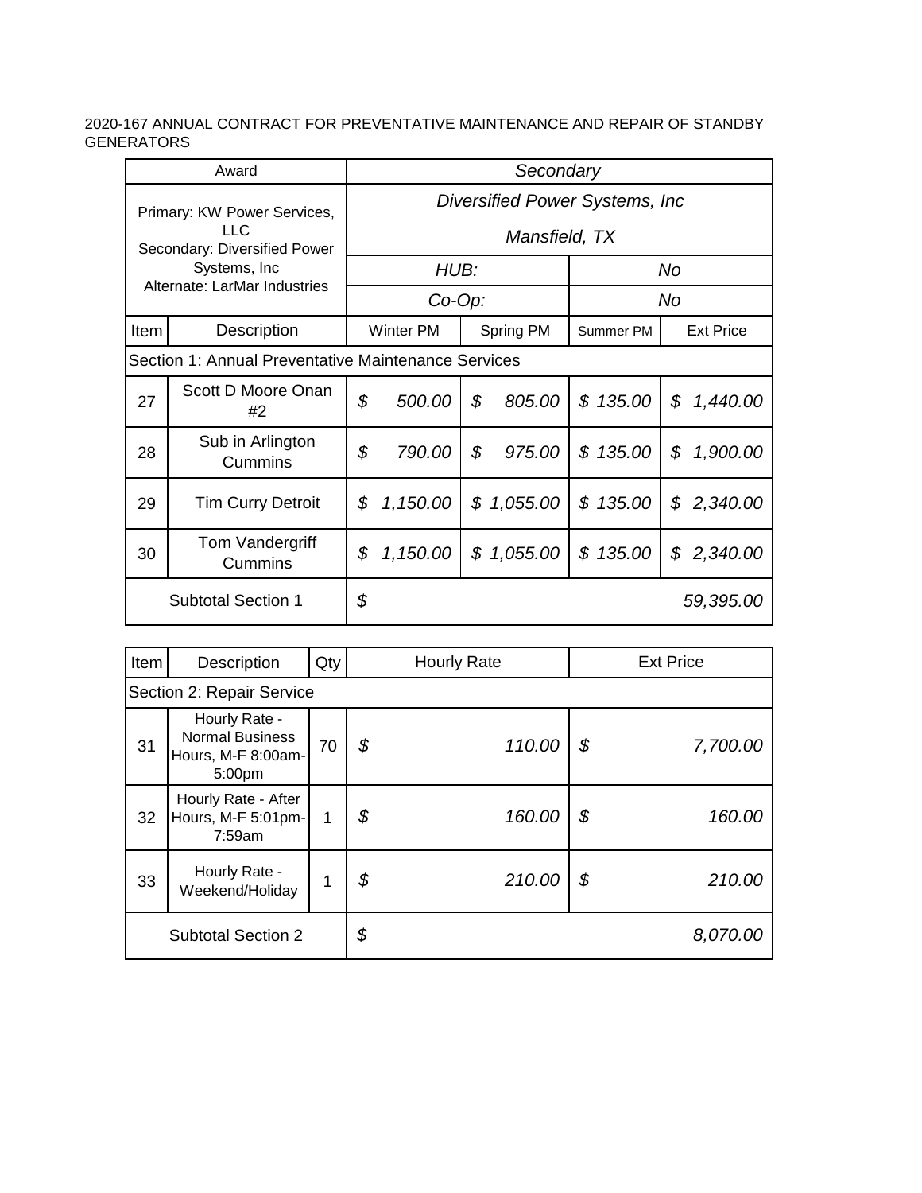2020-167 ANNUAL CONTRACT FOR PREVENTATIVE MAINTENANCE AND REPAIR OF STANDBY GENERATORS

| Award | | *Secondary* | | | |
|---|---|---|---|---|---|
| Primary: KW Power Services, LLC<br>Secondary: Diversified Power Systems, Inc<br>Alternate: LarMar Industries | | *Diversified Power Systems, Inc*<br>*Mansfield, TX* | | | |
| | | *HUB:* | | *No* | |
| | | *Co-Op:* | | *No* | |
| Item | Description | Winter PM | Spring PM | Summer PM | Ext Price |
| Section 1: Annual Preventative Maintenance Services | | | | | |
| 27 | Scott D Moore Onan #2 | *$ 500.00* | *$ 805.00* | *$ 135.00* | *$ 1,440.00* |
| 28 | Sub in Arlington Cummins | *$ 790.00* | *$ 975.00* | *$ 135.00* | *$ 1,900.00* |
| 29 | Tim Curry Detroit | *$ 1,150.00* | *$ 1,055.00* | *$ 135.00* | *$ 2,340.00* |
| 30 | Tom Vandergriff Cummins | *$ 1,150.00* | *$ 1,055.00* | *$ 135.00* | *$ 2,340.00* |
| Subtotal Section 1 | | *$ 59,395.00* | | | |

| Item | Description | Qty | Hourly Rate | Ext Price |
|---|---|---|---|---|
| Section 2: Repair Service | | | | |
| 31 | Hourly Rate - Normal Business Hours, M-F 8:00am-5:00pm | 70 | *$ 110.00* | *$ 7,700.00* |
| 32 | Hourly Rate - After Hours, M-F 5:01pm-7:59am | 1 | *$ 160.00* | *$ 160.00* |
| 33 | Hourly Rate - Weekend/Holiday | 1 | *$ 210.00* | *$ 210.00* |
| Subtotal Section 2 | | | *$ 8,070.00* | |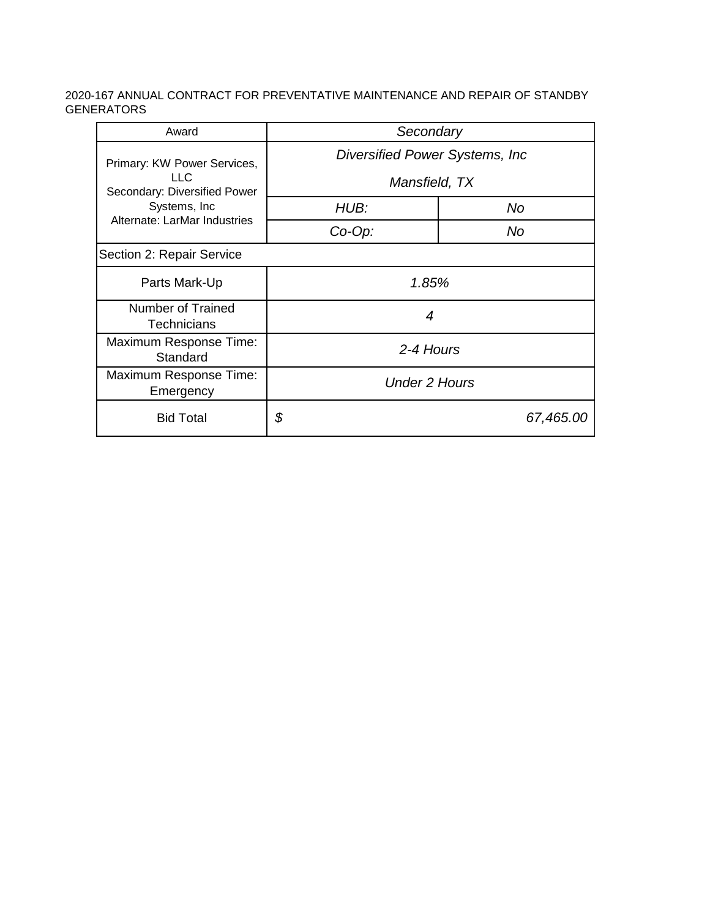2020-167 ANNUAL CONTRACT FOR PREVENTATIVE MAINTENANCE AND REPAIR OF STANDBY GENERATORS

| Award | *Secondary* | |
|---|---|---|
| Primary: KW Power Services, LLC<br>Secondary: Diversified Power Systems, Inc<br>Alternate: LarMar Industries | *Diversified Power Systems, Inc*<br>*Mansfield, TX* | |
| | *HUB:* | *No* |
| | *Co-Op:* | *No* |
| Section 2: Repair Service | | |
| Parts Mark-Up | *1.85%* | |
| Number of Trained Technicians | *4* | |
| Maximum Response Time: Standard | *2-4 Hours* | |
| Maximum Response Time: Emergency | *Under 2 Hours* | |
| Bid Total | *$* | *67,465.00* |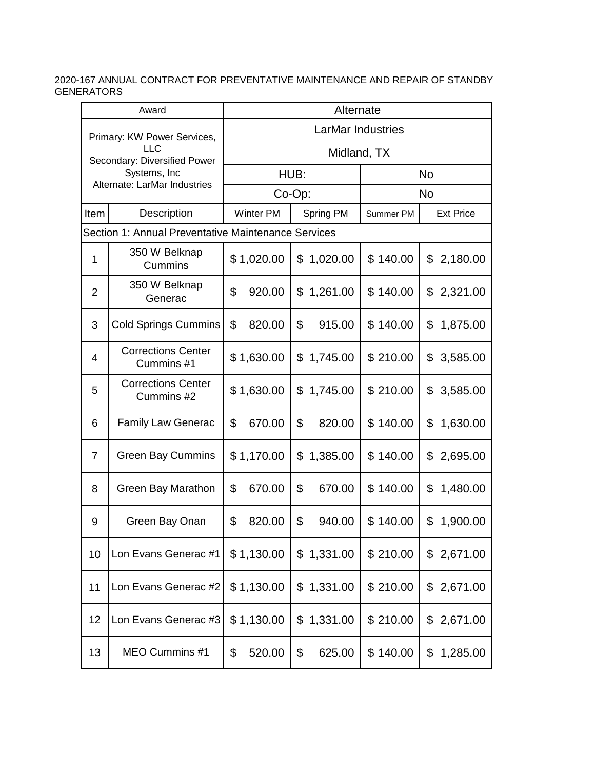2020-167 ANNUAL CONTRACT FOR PREVENTATIVE MAINTENANCE AND REPAIR OF STANDBY GENERATORS

| Award | | Alternate | | | |
|---|---|---|---|---|---|
| Primary: KW Power Services, LLC<br>Secondary: Diversified Power Systems, Inc<br>Alternate: LarMar Industries | | LarMar Industries<br>Midland, TX | | | |
| | | HUB: | | No | |
| | | Co-Op: | | No | |
| Item | Description | Winter PM | Spring PM | Summer PM | Ext Price |
| Section 1: Annual Preventative Maintenance Services | | | | | |
| 1 | 350 W Belknap Cummins | $ 1,020.00 | $ 1,020.00 | $ 140.00 | $ 2,180.00 |
| 2 | 350 W Belknap Generac | $ 920.00 | $ 1,261.00 | $ 140.00 | $ 2,321.00 |
| 3 | Cold Springs Cummins | $ 820.00 | $ 915.00 | $ 140.00 | $ 1,875.00 |
| 4 | Corrections Center Cummins #1 | $ 1,630.00 | $ 1,745.00 | $ 210.00 | $ 3,585.00 |
| 5 | Corrections Center Cummins #2 | $ 1,630.00 | $ 1,745.00 | $ 210.00 | $ 3,585.00 |
| 6 | Family Law Generac | $ 670.00 | $ 820.00 | $ 140.00 | $ 1,630.00 |
| 7 | Green Bay Cummins | $ 1,170.00 | $ 1,385.00 | $ 140.00 | $ 2,695.00 |
| 8 | Green Bay Marathon | $ 670.00 | $ 670.00 | $ 140.00 | $ 1,480.00 |
| 9 | Green Bay Onan | $ 820.00 | $ 940.00 | $ 140.00 | $ 1,900.00 |
| 10 | Lon Evans Generac #1 | $ 1,130.00 | $ 1,331.00 | $ 210.00 | $ 2,671.00 |
| 11 | Lon Evans Generac #2 | $ 1,130.00 | $ 1,331.00 | $ 210.00 | $ 2,671.00 |
| 12 | Lon Evans Generac #3 | $ 1,130.00 | $ 1,331.00 | $ 210.00 | $ 2,671.00 |
| 13 | MEO Cummins #1 | $ 520.00 | $ 625.00 | $ 140.00 | $ 1,285.00 |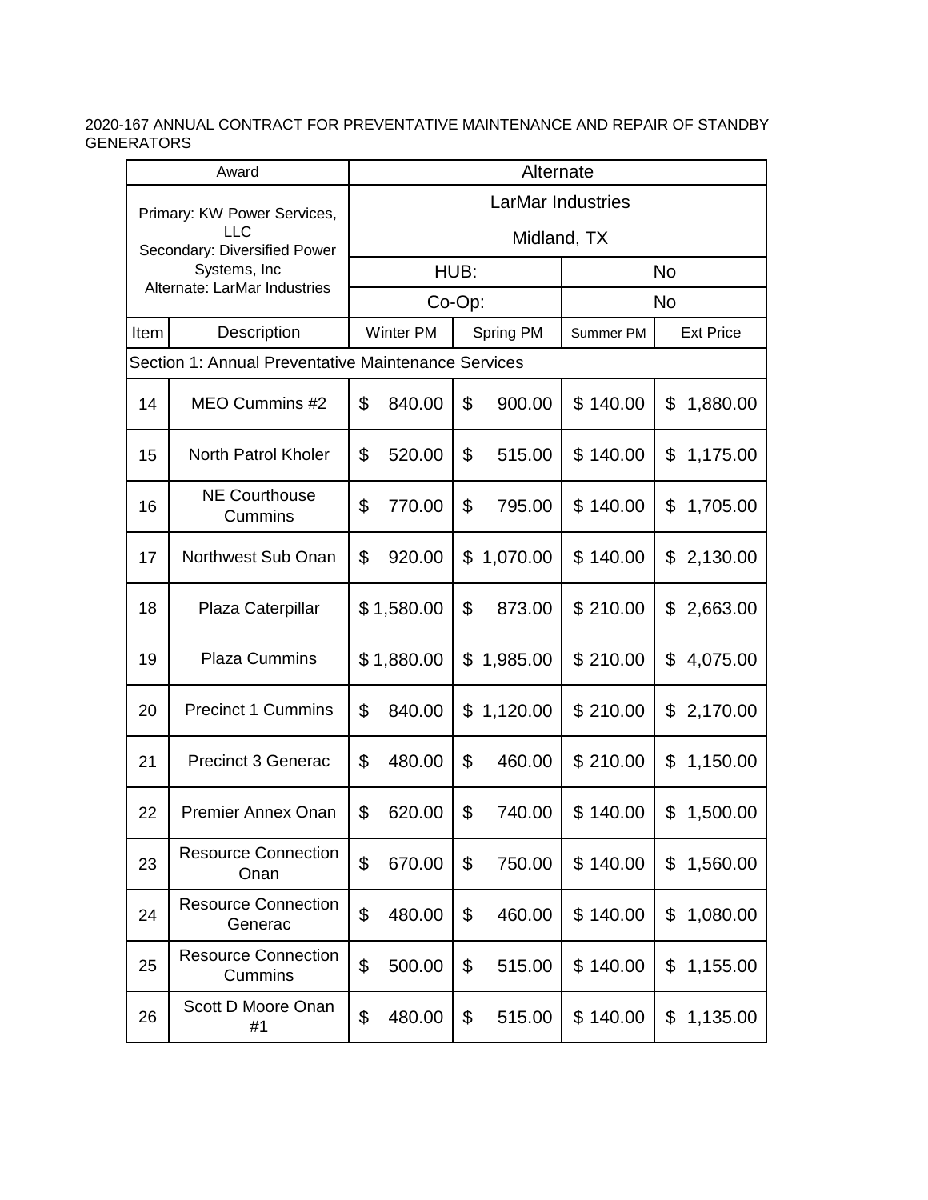2020-167 ANNUAL CONTRACT FOR PREVENTATIVE MAINTENANCE AND REPAIR OF STANDBY GENERATORS

| Award | | Alternate | | | |
|---|---|---|---|---|---|
| Primary: KW Power Services, LLC<br>Secondary: Diversified Power Systems, Inc<br>Alternate: LarMar Industries | | LarMar Industries<br>Midland, TX | | | |
| | | HUB: | | No | |
| | | Co-Op: | | No | |
| Item | Description | Winter PM | Spring PM | Summer PM | Ext Price |
| Section 1: Annual Preventative Maintenance Services | | | | | |
| 14 | MEO Cummins #2 | $ 840.00 | $ 900.00 | $ 140.00 | $ 1,880.00 |
| 15 | North Patrol Kholer | $ 520.00 | $ 515.00 | $ 140.00 | $ 1,175.00 |
| 16 | NE Courthouse Cummins | $ 770.00 | $ 795.00 | $ 140.00 | $ 1,705.00 |
| 17 | Northwest Sub Onan | $ 920.00 | $ 1,070.00 | $ 140.00 | $ 2,130.00 |
| 18 | Plaza Caterpillar | $ 1,580.00 | $ 873.00 | $ 210.00 | $ 2,663.00 |
| 19 | Plaza Cummins | $ 1,880.00 | $ 1,985.00 | $ 210.00 | $ 4,075.00 |
| 20 | Precinct 1 Cummins | $ 840.00 | $ 1,120.00 | $ 210.00 | $ 2,170.00 |
| 21 | Precinct 3 Generac | $ 480.00 | $ 460.00 | $ 210.00 | $ 1,150.00 |
| 22 | Premier Annex Onan | $ 620.00 | $ 740.00 | $ 140.00 | $ 1,500.00 |
| 23 | Resource Connection Onan | $ 670.00 | $ 750.00 | $ 140.00 | $ 1,560.00 |
| 24 | Resource Connection Generac | $ 480.00 | $ 460.00 | $ 140.00 | $ 1,080.00 |
| 25 | Resource Connection Cummins | $ 500.00 | $ 515.00 | $ 140.00 | $ 1,155.00 |
| 26 | Scott D Moore Onan #1 | $ 480.00 | $ 515.00 | $ 140.00 | $ 1,135.00 |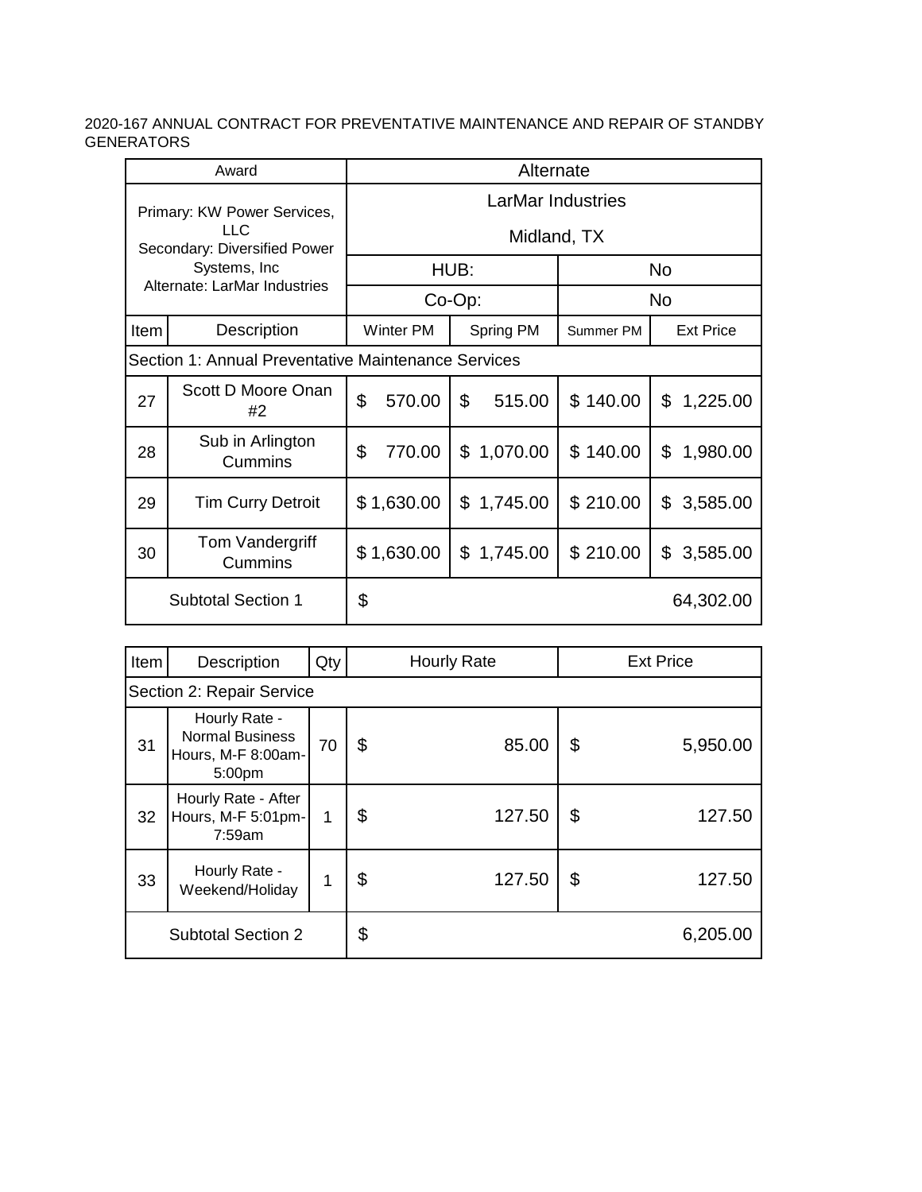2020-167 ANNUAL CONTRACT FOR PREVENTATIVE MAINTENANCE AND REPAIR OF STANDBY GENERATORS

| Award | | Alternate | | | |
|---|---|---|---|---|---|
| Primary: KW Power Services, LLC<br>Secondary: Diversified Power Systems, Inc<br>Alternate: LarMar Industries | | LarMar Industries<br>Midland, TX | | | |
| | | HUB: | | No | |
| | | Co-Op: | | No | |
| Item | Description | Winter PM | Spring PM | Summer PM | Ext Price |
| Section 1: Annual Preventative Maintenance Services | | | | | |
| 27 | Scott D Moore Onan #2 | $ 570.00 | $ 515.00 | $ 140.00 | $ 1,225.00 |
| 28 | Sub in Arlington Cummins | $ 770.00 | $ 1,070.00 | $ 140.00 | $ 1,980.00 |
| 29 | Tim Curry Detroit | $ 1,630.00 | $ 1,745.00 | $ 210.00 | $ 3,585.00 |
| 30 | Tom Vandergriff Cummins | $ 1,630.00 | $ 1,745.00 | $ 210.00 | $ 3,585.00 |
| Subtotal Section 1 | | $ 64,302.00 | | | |

| Item | Description | Qty | Hourly Rate | Ext Price |
|---|---|---|---|---|
| Section 2: Repair Service | | | | |
| 31 | Hourly Rate - Normal Business Hours, M-F 8:00am-5:00pm | 70 | $ 85.00 | $ 5,950.00 |
| 32 | Hourly Rate - After Hours, M-F 5:01pm-7:59am | 1 | $ 127.50 | $ 127.50 |
| 33 | Hourly Rate - Weekend/Holiday | 1 | $ 127.50 | $ 127.50 |
| Subtotal Section 2 | | | $ 6,205.00 | |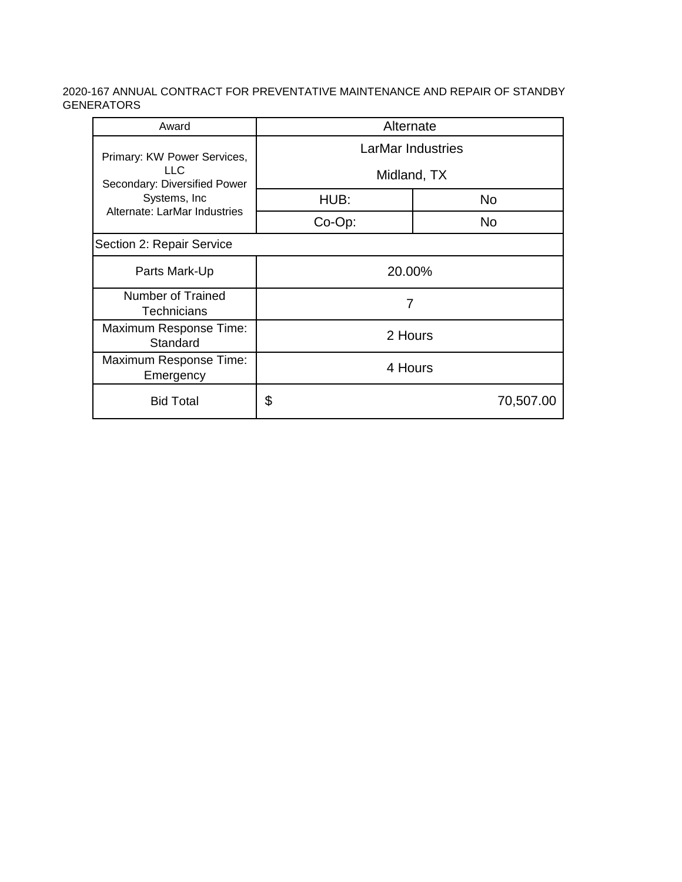2020-167 ANNUAL CONTRACT FOR PREVENTATIVE MAINTENANCE AND REPAIR OF STANDBY GENERATORS

| Award | Alternate | |
|---|---|---|
| Primary: KW Power Services, LLC<br>Secondary: Diversified Power Systems, Inc<br>Alternate: LarMar Industries | LarMar Industries<br>Midland, TX | |
| | HUB: | No |
| | Co-Op: | No |
| Section 2: Repair Service | | |
| Parts Mark-Up | 20.00% | |
| Number of Trained Technicians | 7 | |
| Maximum Response Time: Standard | 2 Hours | |
| Maximum Response Time: Emergency | 4 Hours | |
| Bid Total | $ 70,507.00 | |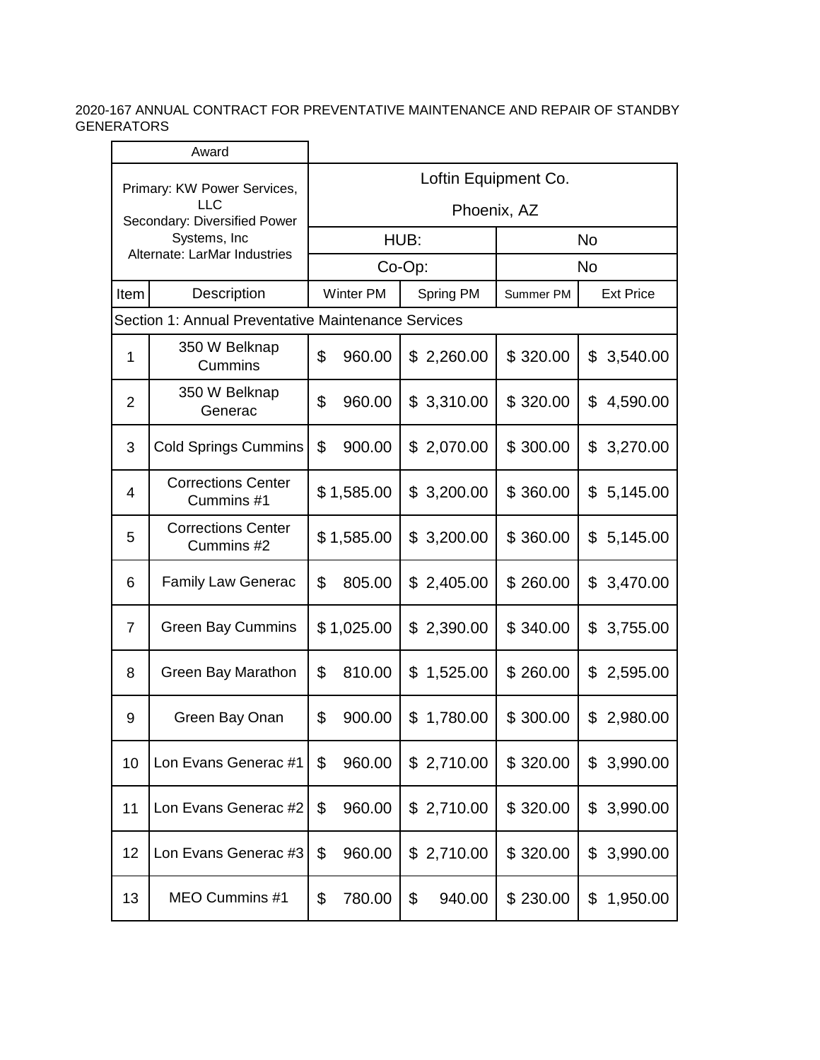2020-167 ANNUAL CONTRACT FOR PREVENTATIVE MAINTENANCE AND REPAIR OF STANDBY GENERATORS

| Award | | Loftin Equipment Co. Phoenix, AZ | | | |
|---|---|---|---|---|---|
| Primary: KW Power Services, LLC<br>Secondary: Diversified Power Systems, Inc<br>Alternate: LarMar Industries | | HUB: | | No | |
| | | Co-Op: | | No | |
| Item | Description | Winter PM | Spring PM | Summer PM | Ext Price |
| Section 1: Annual Preventative Maintenance Services | | | | | |
| 1 | 350 W Belknap Cummins | $ 960.00 | $ 2,260.00 | $ 320.00 | $ 3,540.00 |
| 2 | 350 W Belknap Generac | $ 960.00 | $ 3,310.00 | $ 320.00 | $ 4,590.00 |
| 3 | Cold Springs Cummins | $ 900.00 | $ 2,070.00 | $ 300.00 | $ 3,270.00 |
| 4 | Corrections Center Cummins #1 | $ 1,585.00 | $ 3,200.00 | $ 360.00 | $ 5,145.00 |
| 5 | Corrections Center Cummins #2 | $ 1,585.00 | $ 3,200.00 | $ 360.00 | $ 5,145.00 |
| 6 | Family Law Generac | $ 805.00 | $ 2,405.00 | $ 260.00 | $ 3,470.00 |
| 7 | Green Bay Cummins | $ 1,025.00 | $ 2,390.00 | $ 340.00 | $ 3,755.00 |
| 8 | Green Bay Marathon | $ 810.00 | $ 1,525.00 | $ 260.00 | $ 2,595.00 |
| 9 | Green Bay Onan | $ 900.00 | $ 1,780.00 | $ 300.00 | $ 2,980.00 |
| 10 | Lon Evans Generac #1 | $ 960.00 | $ 2,710.00 | $ 320.00 | $ 3,990.00 |
| 11 | Lon Evans Generac #2 | $ 960.00 | $ 2,710.00 | $ 320.00 | $ 3,990.00 |
| 12 | Lon Evans Generac #3 | $ 960.00 | $ 2,710.00 | $ 320.00 | $ 3,990.00 |
| 13 | MEO Cummins #1 | $ 780.00 | $ 940.00 | $ 230.00 | $ 1,950.00 |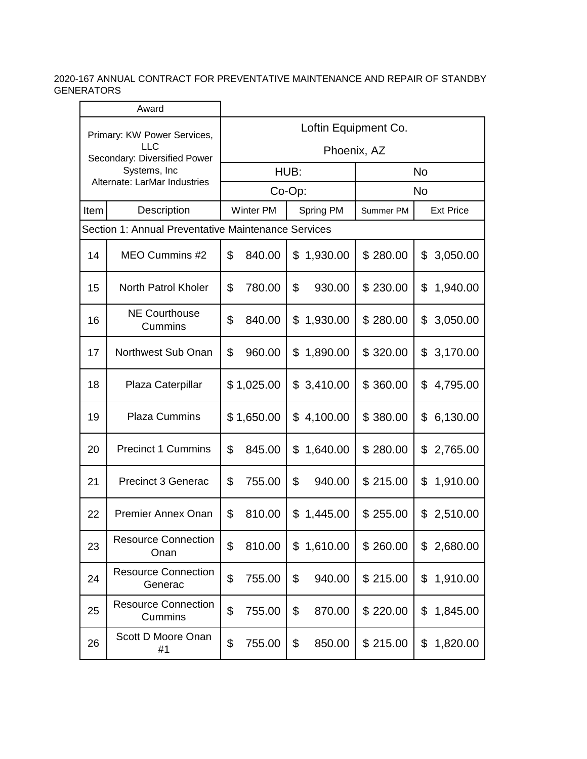2020-167 ANNUAL CONTRACT FOR PREVENTATIVE MAINTENANCE AND REPAIR OF STANDBY GENERATORS

| Award | | Loftin Equipment Co. Phoenix, AZ | | | |
|---|---|---|---|---|---|
| Primary: KW Power Services, LLC<br>Secondary: Diversified Power Systems, Inc<br>Alternate: LarMar Industries | | HUB: | | No | |
| | | Co-Op: | | No | |
| Item | Description | Winter PM | Spring PM | Summer PM | Ext Price |
| Section 1: Annual Preventative Maintenance Services | | | | | |
| 14 | MEO Cummins #2 | $ 840.00 | $ 1,930.00 | $ 280.00 | $ 3,050.00 |
| 15 | North Patrol Kholer | $ 780.00 | $ 930.00 | $ 230.00 | $ 1,940.00 |
| 16 | NE Courthouse Cummins | $ 840.00 | $ 1,930.00 | $ 280.00 | $ 3,050.00 |
| 17 | Northwest Sub Onan | $ 960.00 | $ 1,890.00 | $ 320.00 | $ 3,170.00 |
| 18 | Plaza Caterpillar | $ 1,025.00 | $ 3,410.00 | $ 360.00 | $ 4,795.00 |
| 19 | Plaza Cummins | $ 1,650.00 | $ 4,100.00 | $ 380.00 | $ 6,130.00 |
| 20 | Precinct 1 Cummins | $ 845.00 | $ 1,640.00 | $ 280.00 | $ 2,765.00 |
| 21 | Precinct 3 Generac | $ 755.00 | $ 940.00 | $ 215.00 | $ 1,910.00 |
| 22 | Premier Annex Onan | $ 810.00 | $ 1,445.00 | $ 255.00 | $ 2,510.00 |
| 23 | Resource Connection Onan | $ 810.00 | $ 1,610.00 | $ 260.00 | $ 2,680.00 |
| 24 | Resource Connection Generac | $ 755.00 | $ 940.00 | $ 215.00 | $ 1,910.00 |
| 25 | Resource Connection Cummins | $ 755.00 | $ 870.00 | $ 220.00 | $ 1,845.00 |
| 26 | Scott D Moore Onan #1 | $ 755.00 | $ 850.00 | $ 215.00 | $ 1,820.00 |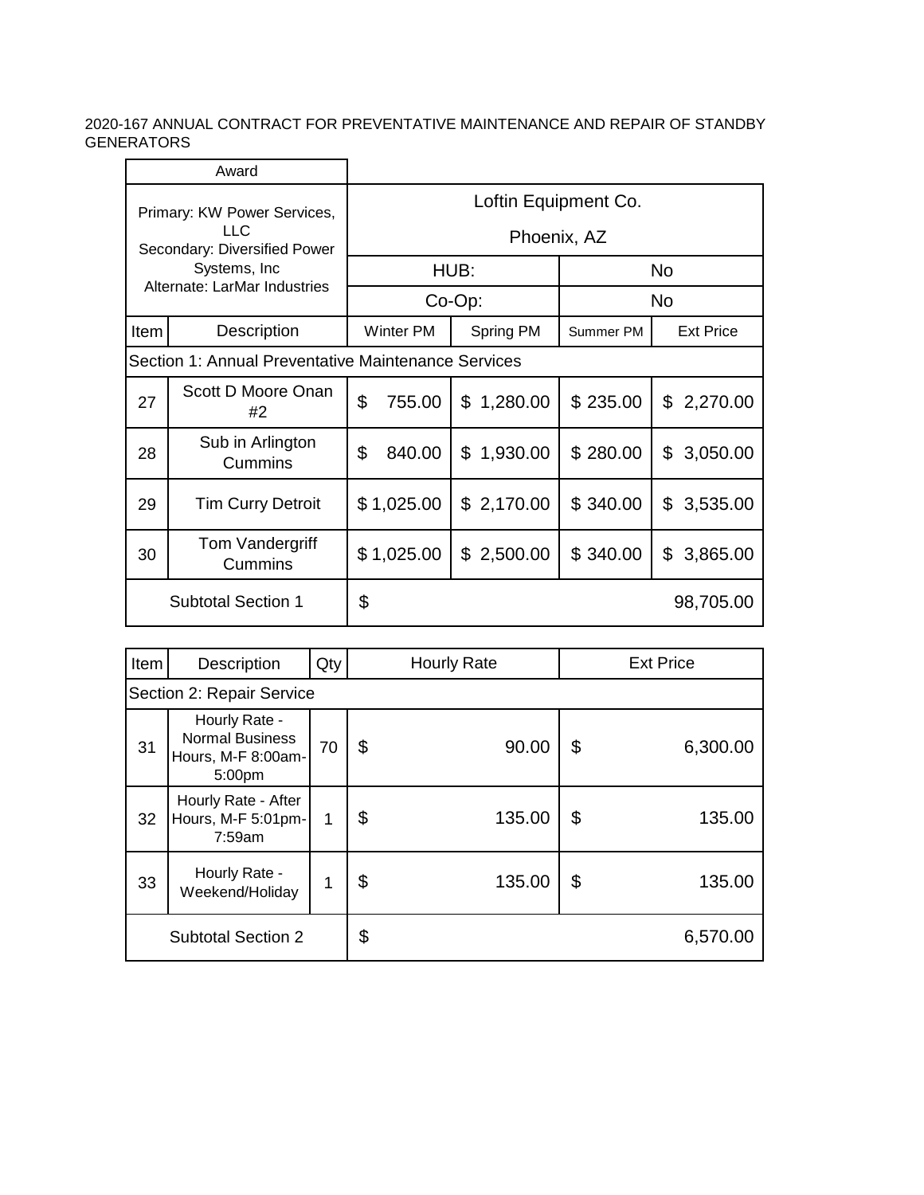2020-167 ANNUAL CONTRACT FOR PREVENTATIVE MAINTENANCE AND REPAIR OF STANDBY GENERATORS

| Award | | Loftin Equipment Co. Phoenix, AZ | | | |
|---|---|---|---|---|---|
| Primary: KW Power Services, LLC<br>Secondary: Diversified Power Systems, Inc<br>Alternate: LarMar Industries | | HUB: | | No | |
| | | Co-Op: | | No | |
| Item | Description | Winter PM | Spring PM | Summer PM | Ext Price |
| Section 1: Annual Preventative Maintenance Services | | | | | |
| 27 | Scott D Moore Onan #2 | $ 755.00 | $ 1,280.00 | $ 235.00 | $ 2,270.00 |
| 28 | Sub in Arlington Cummins | $ 840.00 | $ 1,930.00 | $ 280.00 | $ 3,050.00 |
| 29 | Tim Curry Detroit | $ 1,025.00 | $ 2,170.00 | $ 340.00 | $ 3,535.00 |
| 30 | Tom Vandergriff Cummins | $ 1,025.00 | $ 2,500.00 | $ 340.00 | $ 3,865.00 |
| Subtotal Section 1 | | $ 98,705.00 | | | |

| Item | Description | Qty | Hourly Rate | Ext Price |
|---|---|---|---|---|
| Section 2: Repair Service | | | | |
| 31 | Hourly Rate - Normal Business Hours, M-F 8:00am-5:00pm | 70 | $ 90.00 | $ 6,300.00 |
| 32 | Hourly Rate - After Hours, M-F 5:01pm-7:59am | 1 | $ 135.00 | $ 135.00 |
| 33 | Hourly Rate - Weekend/Holiday | 1 | $ 135.00 | $ 135.00 |
| Subtotal Section 2 | | | $ 6,570.00 | |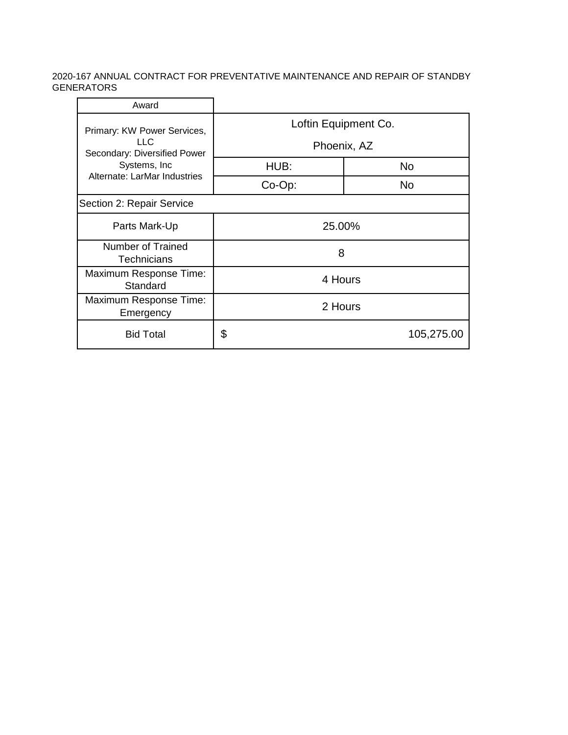2020-167 ANNUAL CONTRACT FOR PREVENTATIVE MAINTENANCE AND REPAIR OF STANDBY GENERATORS

| Award | | |
|---|---|---|
| Primary: KW Power Services, LLC<br>Secondary: Diversified Power Systems, Inc<br>Alternate: LarMar Industries | Loftin Equipment Co.<br>Phoenix, AZ | |
| | HUB: | No |
| | Co-Op: | No |
| Section 2: Repair Service | | |
| Parts Mark-Up | 25.00% | |
| Number of Trained Technicians | 8 | |
| Maximum Response Time: Standard | 4 Hours | |
| Maximum Response Time: Emergency | 2 Hours | |
| Bid Total | $ | 105,275.00 |